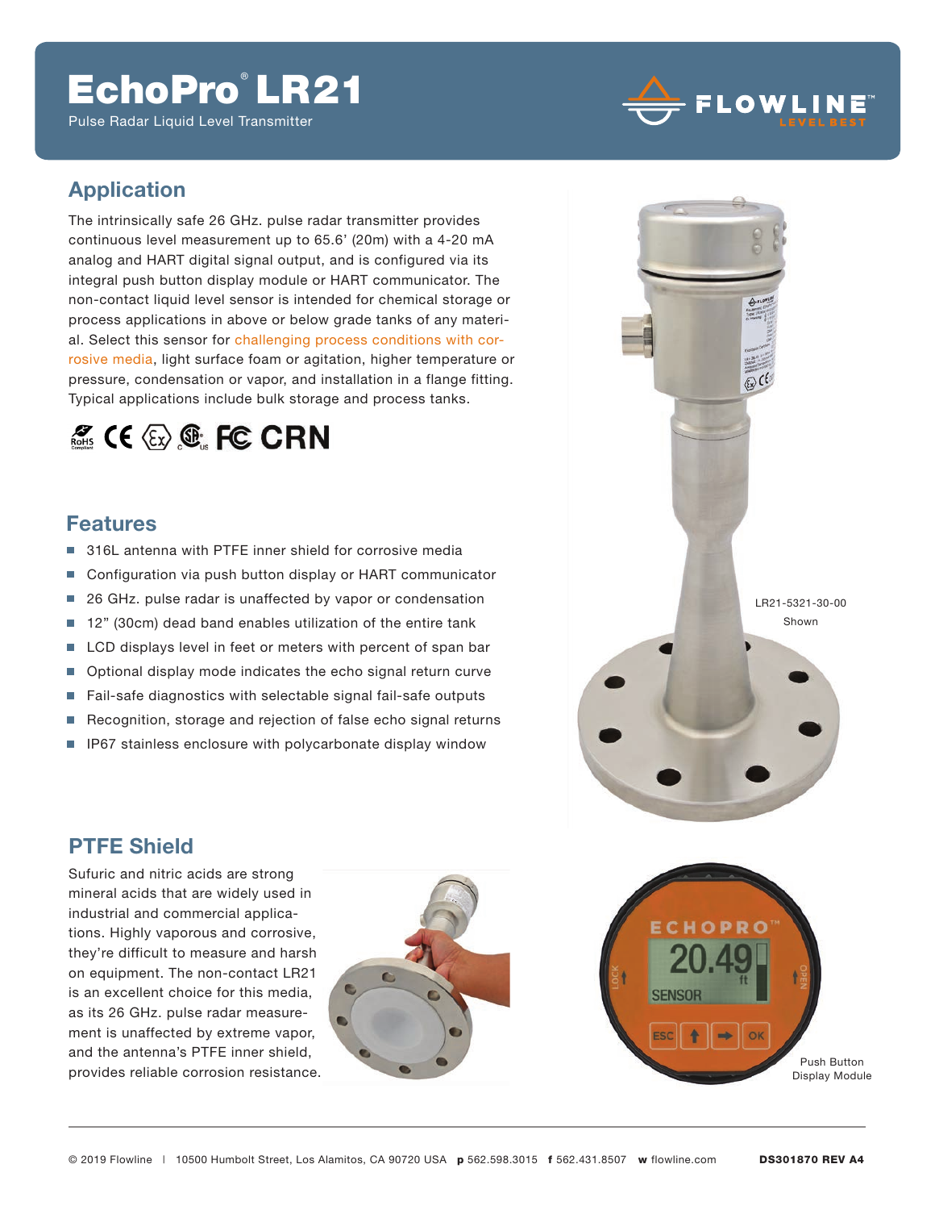# EchoPro® LR21

Pulse Radar Liquid Level Transmitter

## Application

The intrinsically safe 26 GHz. pulse radar transmitter provides continuous level measurement up to 65.6' (20m) with a 4-20 mA analog and HART digital signal output, and is configured via its integral push button display module or HART communicator. The non-contact liquid level sensor is intended for chemical storage or process applications in above or below grade tanks of any material. Select this sensor for challenging process conditions with corrosive media, light surface foam or agitation, higher temperature or pressure, condensation or vapor, and installation in a flange fitting. Typical applications include bulk storage and process tanks.

LR21-5321-30-00 Shown

## Features

- 316L antenna with PTFE inner shield for corrosive media
- Configuration via push button display or HART communicator
- 26 GHz. pulse radar is unaffected by vapor or condensation
- 12" (30cm) dead band enables utilization of the entire tank
- LCD displays level in feet or meters with percent of span bar
- Optional display mode indicates the echo signal return curve
- Fail-safe diagnostics with selectable signal fail-safe outputs
- Recognition, storage and rejection of false echo signal returns
- IP67 stainless enclosure with polycarbonate display window

## PTFE Shield

Sufuric and nitric acids are strong mineral acids that are widely used in industrial and commercial applications. Highly vaporous and corrosive, they're difficult to measure and harsh on equipment. The non-contact LR21 is an excellent choice for this media, as its 26 GHz. pulse radar measurement is unaffected by extreme vapor, and the antenna's PTFE inner shield, provides reliable corrosion resistance.

Push Button Display Module

© 2019 Flowline | 10500 Humbolt Street, Los Alamitos, CA 90720 USA **p** 562.598.3015 **f** 562.431.8507 **w** flowline.com **DS301870 REV A4**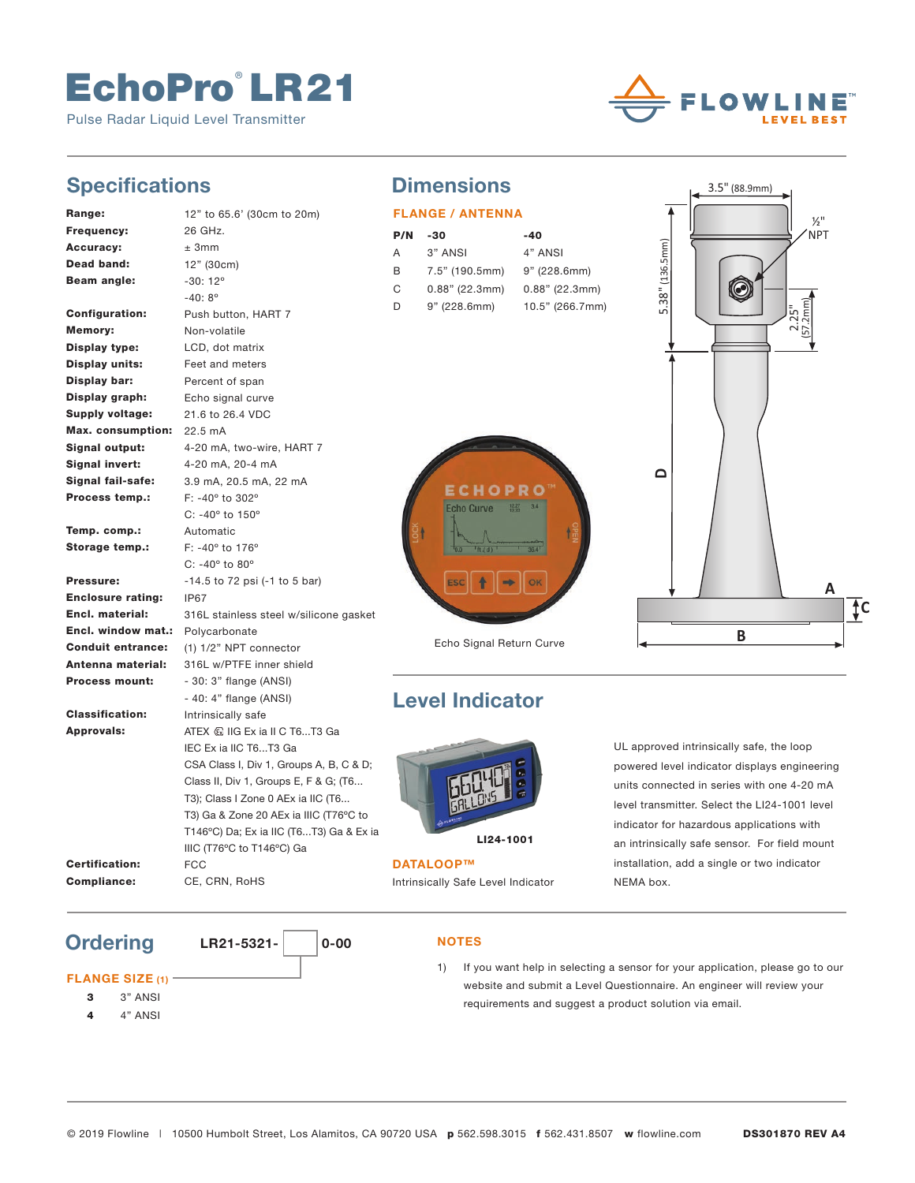# EchoPro® LR21

Pulse Radar Liquid Level Transmitter

FLOWLINE™ LEVEL BEST

## Specifications

| | |
|---|---|
| **Range:** | 12" to 65.6' (30cm to 20m) |
| **Frequency:** | 26 GHz. |
| **Accuracy:** | ± 3mm |
| **Dead band:** | 12" (30cm) |
| **Beam angle:** | -30: 12º |
| | -40: 8º |
| **Configuration:** | Push button, HART 7 |
| **Memory:** | Non-volatile |
| **Display type:** | LCD, dot matrix |
| **Display units:** | Feet and meters |
| **Display bar:** | Percent of span |
| **Display graph:** | Echo signal curve |
| **Supply voltage:** | 21.6 to 26.4 VDC |
| **Max. consumption:** | 22.5 mA |
| **Signal output:** | 4-20 mA, two-wire, HART 7 |
| **Signal invert:** | 4-20 mA, 20-4 mA |
| **Signal fail-safe:** | 3.9 mA, 20.5 mA, 22 mA |
| **Process temp.:** | F: -40º to 302º |
| | C: -40º to 150º |
| **Temp. comp.:** | Automatic |
| **Storage temp.:** | F: -40º to 176º |
| | C: -40º to 80º |
| **Pressure:** | -14.5 to 72 psi (-1 to 5 bar) |
| **Enclosure rating:** | IP67 |
| **Encl. material:** | 316L stainless steel w/silicone gasket |
| **Encl. window mat.:** | Polycarbonate |
| **Conduit entrance:** | (1) 1/2" NPT connector |
| **Antenna material:** | 316L w/PTFE inner shield |
| **Process mount:** | - 30: 3" flange (ANSI) |
| | - 40: 4" flange (ANSI) |
| **Classification:** | Intrinsically safe |
| **Approvals:** | ATEX Ⓔx IIG Ex ia II C T6...T3 Ga |
| | IEC Ex ia IIC T6...T3 Ga |
| | CSA Class I, Div 1, Groups A, B, C & D; Class II, Div 1, Groups E, F & G; (T6... T3); Class I Zone 0 AEx ia IIC (T6... T3) Ga & Zone 20 AEx ia IIIC (T76ºC to T146ºC) Da; Ex ia IIC (T6...T3) Ga & Ex ia IIIC (T76ºC to T146ºC) Ga |
| **Certification:** | FCC |
| **Compliance:** | CE, CRN, RoHS |

## Dimensions

**FLANGE / ANTENNA**

| P/N | -30 | -40 |
|---|---|---|
| A | 3" ANSI | 4" ANSI |
| B | 7.5" (190.5mm) | 9" (228.6mm) |
| C | 0.88" (22.3mm) | 0.88" (22.3mm) |
| D | 9" (228.6mm) | 10.5" (266.7mm) |

3.5" (88.9mm)

½" NPT

5.38" (136.5mm)

2.25" (57.2mm)

D

A

B

C

Echo Signal Return Curve

## Level Indicator

LI24-1001

**DATALOOP™**

Intrinsically Safe Level Indicator

UL approved intrinsically safe, the loop powered level indicator displays engineering units connected in series with one 4-20 mA level transmitter. Select the LI24-1001 level indicator for hazardous applications with an intrinsically safe sensor. For field mount installation, add a single or two indicator NEMA box.

## Ordering

LR21-5321-[ ]0-00

**FLANGE SIZE (1)**

| | |
|---|---|
| 3 | 3" ANSI |
| 4 | 4" ANSI |

**NOTES**

1) If you want help in selecting a sensor for your application, please go to our website and submit a Level Questionnaire. An engineer will review your requirements and suggest a product solution via email.

© 2019 Flowline | 10500 Humbolt Street, Los Alamitos, CA 90720 USA **p** 562.598.3015 **f** 562.431.8507 **w** flowline.com **DS301870 REV A4**